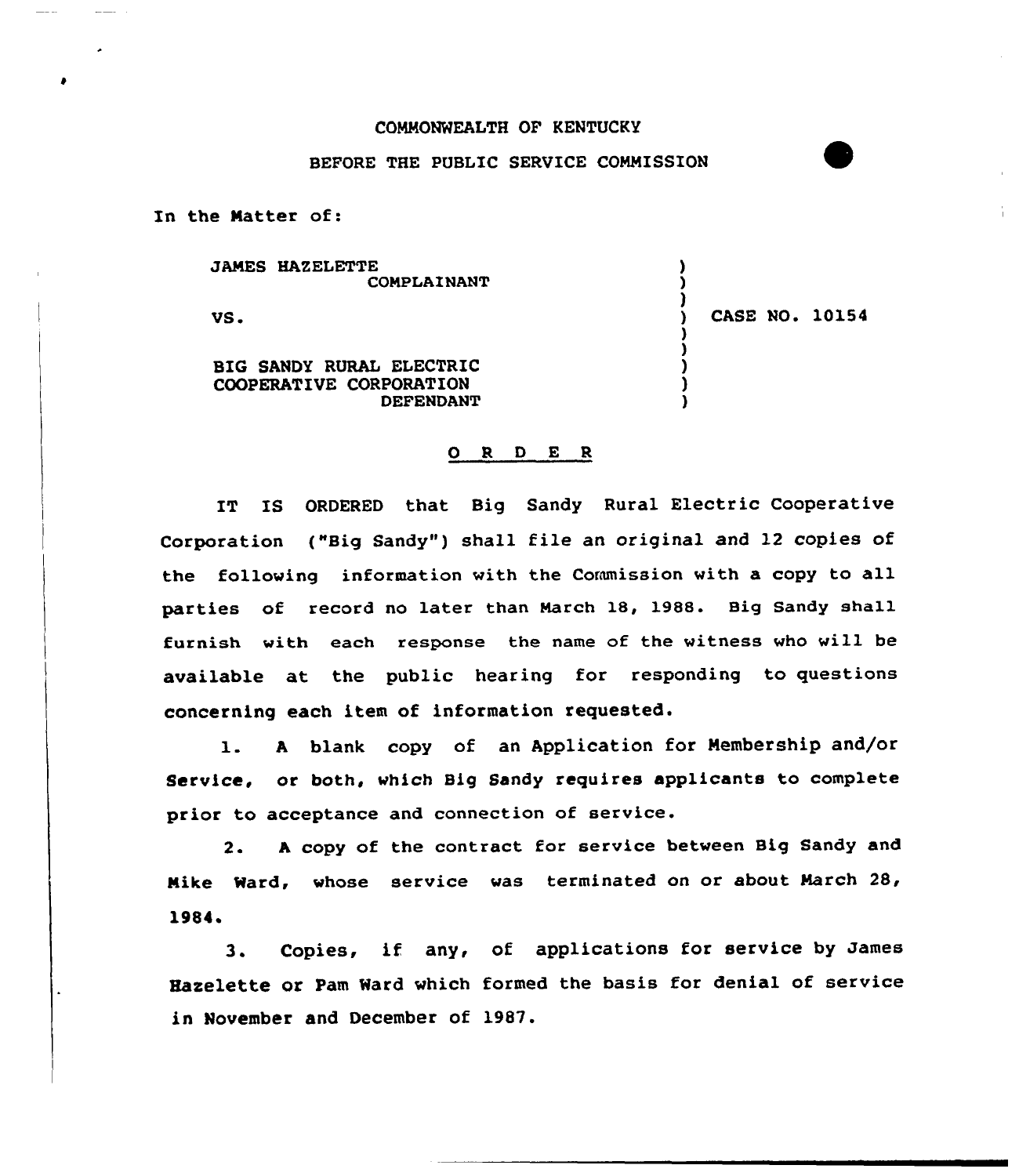COMMONWEALTH OF KENTUCKY

BEFORE THE PUBLIC SERVICE COMMISSION

In the Matter of:

| | | |
|---|---|---|
| JAMES HAZELETTE<br>COMPLAINANT<br><br>VS.<br><br>BIG SANDY RURAL ELECTRIC COOPERATIVE CORPORATION<br>DEFENDANT | ) | CASE NO. 10154 |

## O R D E R

IT IS ORDERED that Big Sandy Rural Electric Cooperative Corporation ("Big Sandy") shall file an original and 12 copies of the following information with the Commission with a copy to all parties of record no later than March 18, 1988. Big Sandy shall furnish with each response the name of the witness who will be available at the public hearing for responding to questions concerning each item of information requested.

1. A blank copy of an Application for Membership and/or Service, or both, which Big Sandy requires applicants to complete prior to acceptance and connection of service.

2. A copy of the contract for service between Big Sandy and Mike Ward, whose service was terminated on or about March 28, 1984.

3. Copies, if any, of applications for service by James Hazelette or Pam Ward which formed the basis for denial of service in November and December of 1987.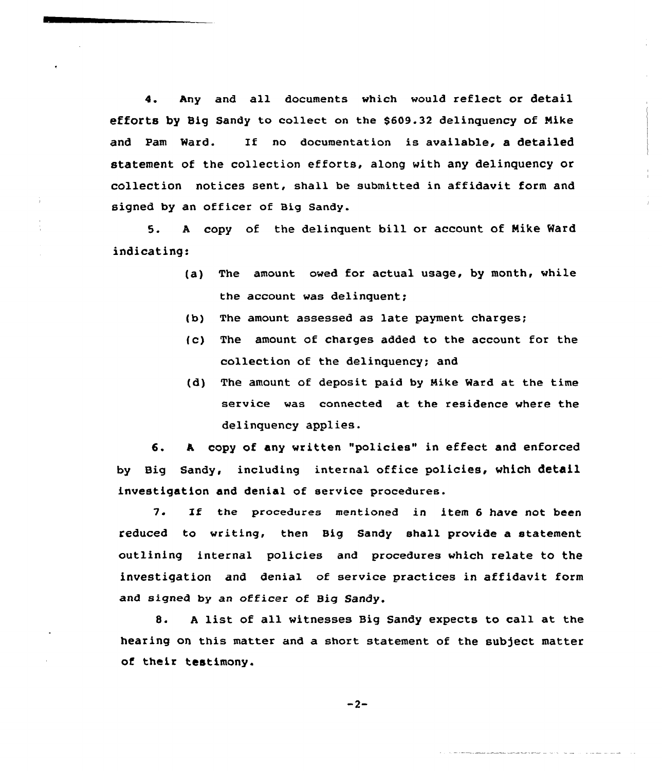4. Any and all documents which would reflect or detail efforts by Big Sandy to collect on the $609.32 delinquency of Mike and Pam Ward. If no documentation is available, a detailed statement of the collection efforts, along with any delinquency or collection notices sent, shall be submitted in affidavit form and signed by an officer of Big Sandy.

5. A copy of the delinquent bill or account of Mike Ward indicating:

(a) The amount owed for actual usage, by month, while the account was delinquent;

(b) The amount assessed as late payment charges;

(c) The amount of charges added to the account for the collection of the delinquency; and

(d) The amount of deposit paid by Mike Ward at the time service was connected at the residence where the delinquency applies.

6. A copy of any written "policies" in effect and enforced by Big Sandy, including internal office policies, which detail investigation and denial of service procedures.

7. If the procedures mentioned in item 6 have not been reduced to writing, then Big Sandy shall provide a statement outlining internal policies and procedures which relate to the investigation and denial of service practices in affidavit form and signed by an officer of Big Sandy.

8. A list of all witnesses Big Sandy expects to call at the hearing on this matter and a short statement of the subject matter of their testimony.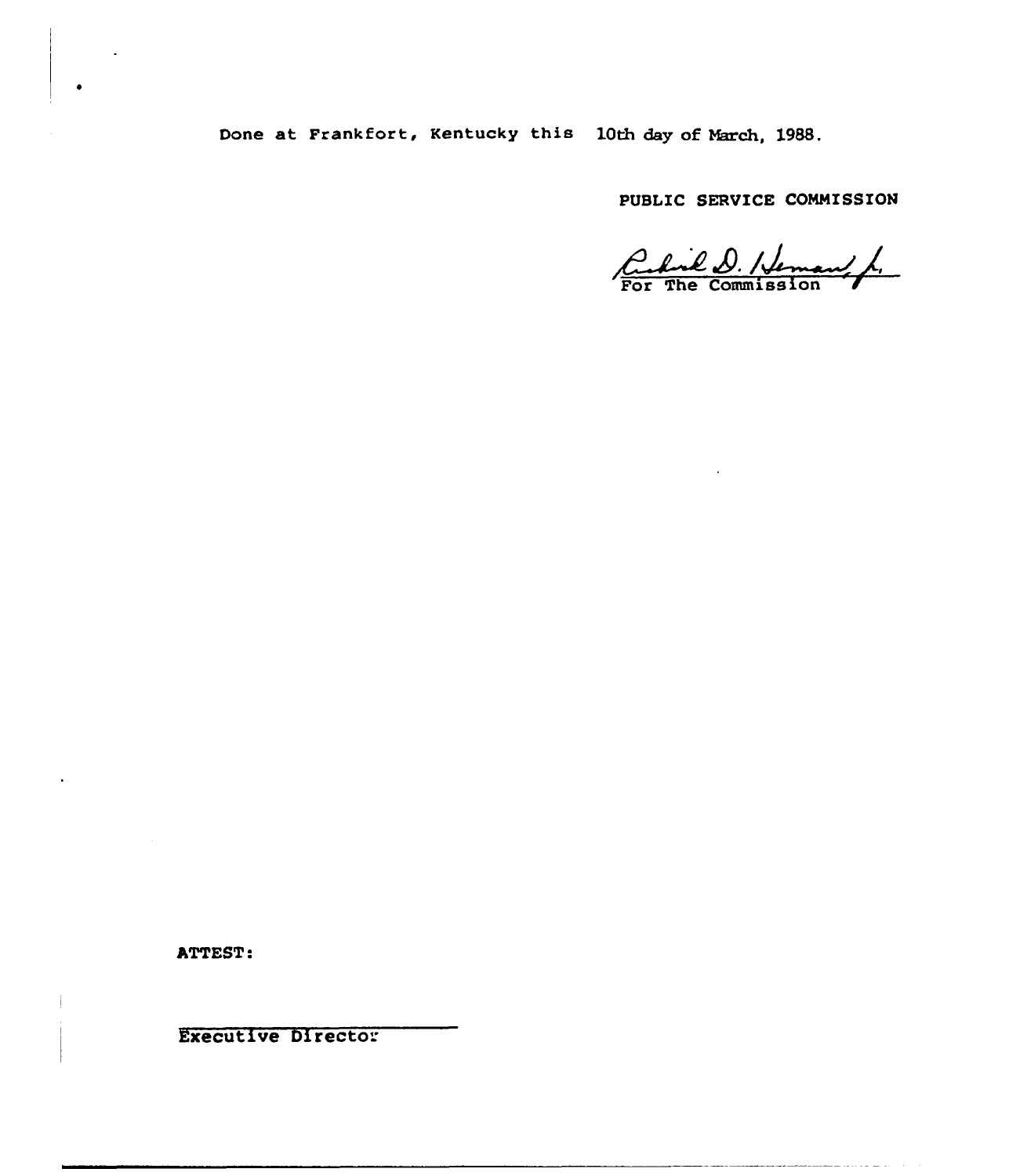Done at Frankfort, Kentucky this 10th day of March, 1988.

PUBLIC SERVICE COMMISSION

For The Commission

ATTEST:

Executive Director